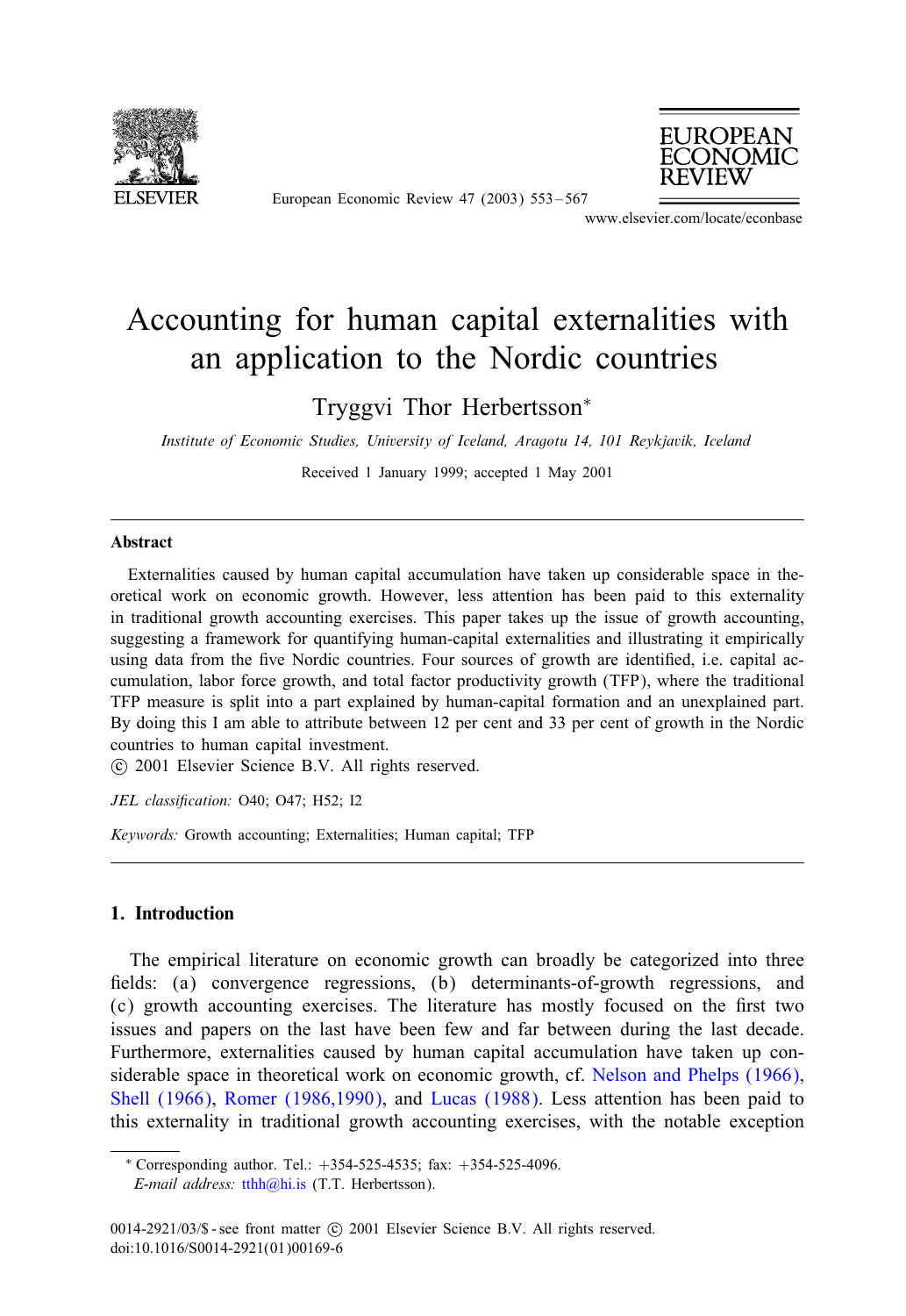# Accounting for human capital externalities with an application to the Nordic countries

Tryggvi Thor Herbertsson*

*Institute of Economic Studies, University of Iceland, Aragotu 14, 101 Reykjavik, Iceland*

Received 1 January 1999; accepted 1 May 2001

## Abstract

Externalities caused by human capital accumulation have taken up considerable space in theoretical work on economic growth. However, less attention has been paid to this externality in traditional growth accounting exercises. This paper takes up the issue of growth accounting, suggesting a framework for quantifying human-capital externalities and illustrating it empirically using data from the five Nordic countries. Four sources of growth are identified, i.e. capital accumulation, labor force growth, and total factor productivity growth (TFP), where the traditional TFP measure is split into a part explained by human-capital formation and an unexplained part. By doing this I am able to attribute between 12 per cent and 33 per cent of growth in the Nordic countries to human capital investment.

© 2001 Elsevier Science B.V. All rights reserved.

*JEL classification:* O40; O47; H52; I2

*Keywords:* Growth accounting; Externalities; Human capital; TFP

## 1. Introduction

The empirical literature on economic growth can broadly be categorized into three fields: (a) convergence regressions, (b) determinants-of-growth regressions, and (c) growth accounting exercises. The literature has mostly focused on the first two issues and papers on the last have been few and far between during the last decade. Furthermore, externalities caused by human capital accumulation have taken up considerable space in theoretical work on economic growth, cf. Nelson and Phelps (1966), Shell (1966), Romer (1986,1990), and Lucas (1988). Less attention has been paid to this externality in traditional growth accounting exercises, with the notable exception

---

* Corresponding author. Tel.: +354-525-4535; fax: +354-525-4096.
*E-mail address:* tthh@hi.is (T.T. Herbertsson).

0014-2921/03/$ - see front matter © 2001 Elsevier Science B.V. All rights reserved.
doi:10.1016/S0014-2921(01)00169-6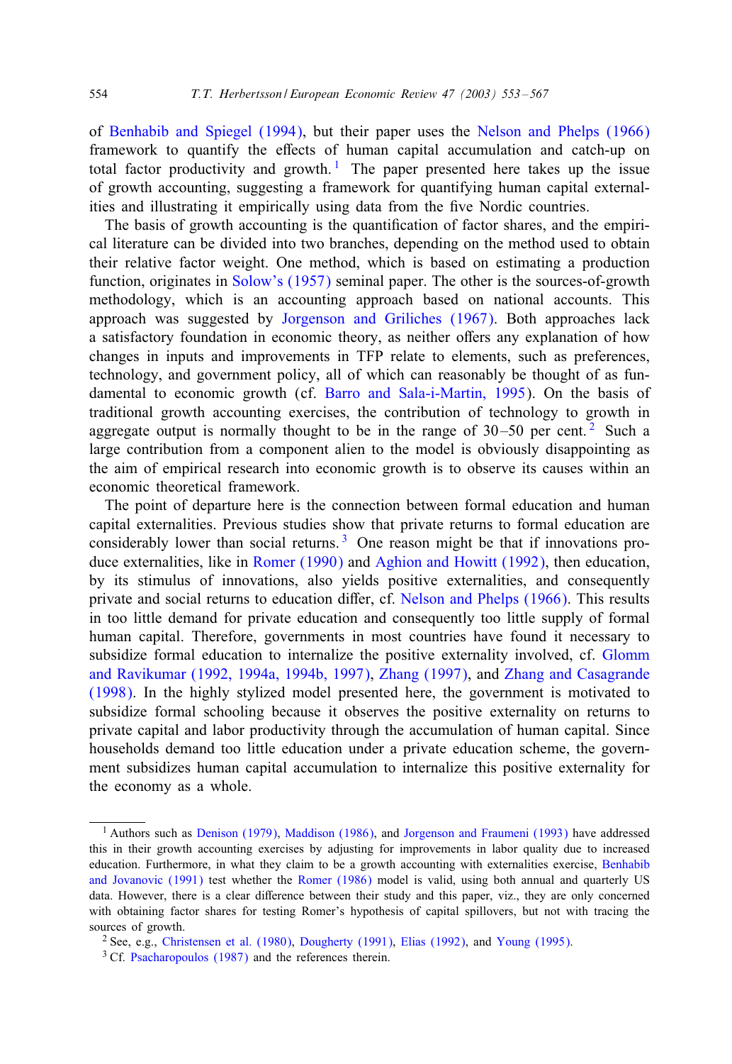of Benhabib and Spiegel (1994), but their paper uses the Nelson and Phelps (1966) framework to quantify the effects of human capital accumulation and catch-up on total factor productivity and growth.[1] The paper presented here takes up the issue of growth accounting, suggesting a framework for quantifying human capital externalities and illustrating it empirically using data from the five Nordic countries.

The basis of growth accounting is the quantification of factor shares, and the empirical literature can be divided into two branches, depending on the method used to obtain their relative factor weight. One method, which is based on estimating a production function, originates in Solow's (1957) seminal paper. The other is the sources-of-growth methodology, which is an accounting approach based on national accounts. This approach was suggested by Jorgenson and Griliches (1967). Both approaches lack a satisfactory foundation in economic theory, as neither offers any explanation of how changes in inputs and improvements in TFP relate to elements, such as preferences, technology, and government policy, all of which can reasonably be thought of as fundamental to economic growth (cf. Barro and Sala-i-Martin, 1995). On the basis of traditional growth accounting exercises, the contribution of technology to growth in aggregate output is normally thought to be in the range of 30–50 per cent.[2] Such a large contribution from a component alien to the model is obviously disappointing as the aim of empirical research into economic growth is to observe its causes within an economic theoretical framework.

The point of departure here is the connection between formal education and human capital externalities. Previous studies show that private returns to formal education are considerably lower than social returns.[3] One reason might be that if innovations produce externalities, like in Romer (1990) and Aghion and Howitt (1992), then education, by its stimulus of innovations, also yields positive externalities, and consequently private and social returns to education differ, cf. Nelson and Phelps (1966). This results in too little demand for private education and consequently too little supply of formal human capital. Therefore, governments in most countries have found it necessary to subsidize formal education to internalize the positive externality involved, cf. Glomm and Ravikumar (1992, 1994a, 1994b, 1997), Zhang (1997), and Zhang and Casagrande (1998). In the highly stylized model presented here, the government is motivated to subsidize formal schooling because it observes the positive externality on returns to private capital and labor productivity through the accumulation of human capital. Since households demand too little education under a private education scheme, the government subsidizes human capital accumulation to internalize this positive externality for the economy as a whole.

---

[1] Authors such as Denison (1979), Maddison (1986), and Jorgenson and Fraumeni (1993) have addressed this in their growth accounting exercises by adjusting for improvements in labor quality due to increased education. Furthermore, in what they claim to be a growth accounting with externalities exercise, Benhabib and Jovanovic (1991) test whether the Romer (1986) model is valid, using both annual and quarterly US data. However, there is a clear difference between their study and this paper, viz., they are only concerned with obtaining factor shares for testing Romer's hypothesis of capital spillovers, but not with tracing the sources of growth.

[2] See, e.g., Christensen et al. (1980), Dougherty (1991), Elias (1992), and Young (1995).

[3] Cf. Psacharopoulos (1987) and the references therein.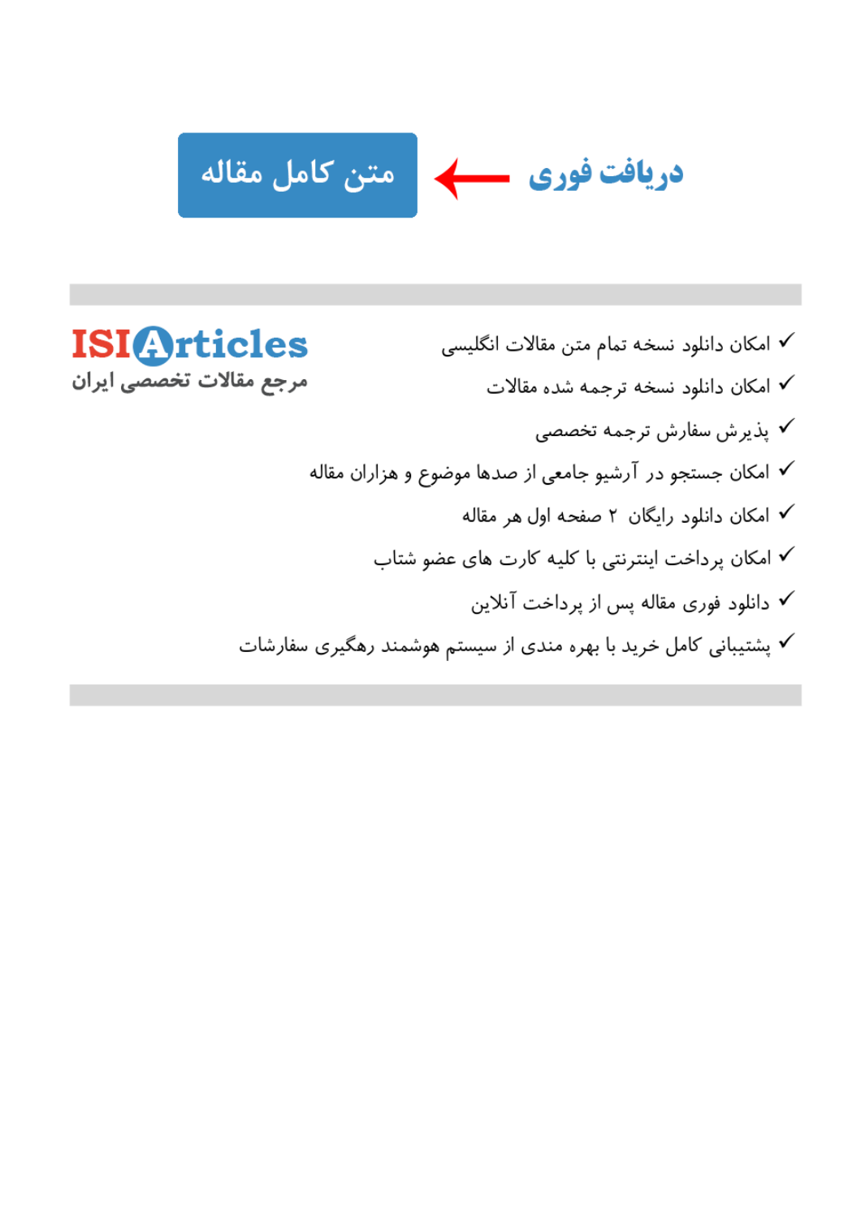دریافت فوری ← متن کامل مقاله

**ISIArticles**
مرجع مقالات تخصصی ایران

- ✓ امکان دانلود نسخه تمام متن مقالات انگلیسی
- ✓ امکان دانلود نسخه ترجمه شده مقالات
- ✓ پذیرش سفارش ترجمه تخصصی
- ✓ امکان جستجو در آرشیو جامعی از صدها موضوع و هزاران مقاله
- ✓ امکان دانلود رایگان ۲ صفحه اول هر مقاله
- ✓ امکان پرداخت اینترنتی با کلیه کارت های عضو شتاب
- ✓ دانلود فوری مقاله پس از پرداخت آنلاین
- ✓ پشتیبانی کامل خرید با بهره مندی از سیستم هوشمند رهگیری سفارشات